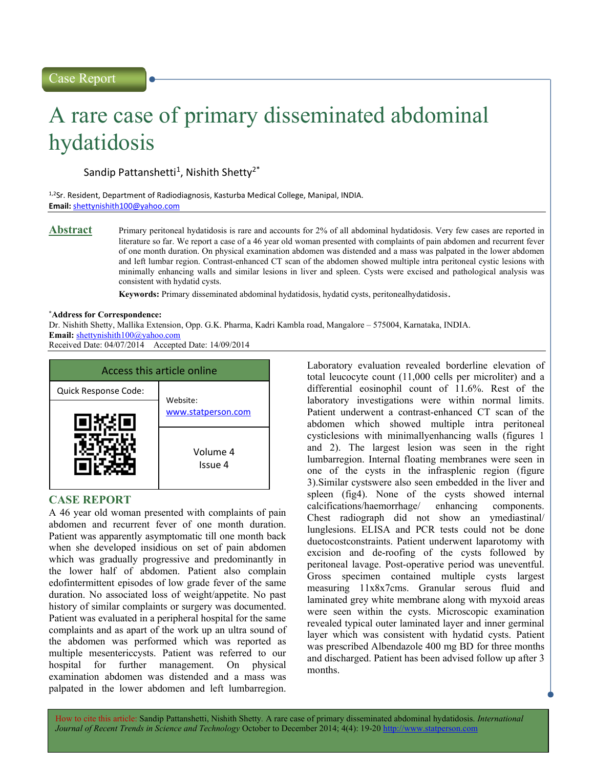Case Report

# A rare case of primary disseminated abdominal hydatidosis

Sandip Pattanshetti[1], Nishith Shetty[2*]

[1,2]Sr. Resident, Department of Radiodiagnosis, Kasturba Medical College, Manipal, INDIA.
**Email:** shettynishith100@yahoo.com

## Abstract

Primary peritoneal hydatidosis is rare and accounts for 2% of all abdominal hydatidosis. Very few cases are reported in literature so far. We report a case of a 46 year old woman presented with complaints of pain abdomen and recurrent fever of one month duration. On physical examination abdomen was distended and a mass was palpated in the lower abdomen and left lumbar region. Contrast-enhanced CT scan of the abdomen showed multiple intra peritoneal cystic lesions with minimally enhancing walls and similar lesions in liver and spleen. Cysts were excised and pathological analysis was consistent with hydatid cysts.

**Keywords:** Primary disseminated abdominal hydatidosis, hydatid cysts, peritonealhydatidosis.

*__Address for Correspondence:__
Dr. Nishith Shetty, Mallika Extension, Opp. G.K. Pharma, Kadri Kambla road, Mangalore – 575004, Karnataka, INDIA.
**Email:** shettynishith100@yahoo.com
Received Date: 04/07/2014 Accepted Date: 14/09/2014

| Access this article online | |
|---|---|
| Quick Response Code: | Website: www.statperson.com |
| | Volume 4 Issue 4 |

## CASE REPORT

A 46 year old woman presented with complaints of pain abdomen and recurrent fever of one month duration. Patient was apparently asymptomatic till one month back when she developed insidious on set of pain abdomen which was gradually progressive and predominantly in the lower half of abdomen. Patient also complain edofintermittent episodes of low grade fever of the same duration. No associated loss of weight/appetite. No past history of similar complaints or surgery was documented. Patient was evaluated in a peripheral hospital for the same complaints and as apart of the work up an ultra sound of the abdomen was performed which was reported as multiple mesentericcysts. Patient was referred to our hospital for further management. On physical examination abdomen was distended and a mass was palpated in the lower abdomen and left lumbarregion. Laboratory evaluation revealed borderline elevation of total leucocyte count (11,000 cells per microliter) and a differential eosinophil count of 11.6%. Rest of the laboratory investigations were within normal limits. Patient underwent a contrast-enhanced CT scan of the abdomen which showed multiple intra peritoneal cysticlesions with minimallyenhancing walls (figures 1 and 2). The largest lesion was seen in the right lumbarregion. Internal floating membranes were seen in one of the cysts in the infrasplenic region (figure 3).Similar cystswere also seen embedded in the liver and spleen (fig4). None of the cysts showed internal calcifications/haemorrhage/ enhancing components. Chest radiograph did not show an ymediastinal/ lunglesions. ELISA and PCR tests could not be done duetocostconstraints. Patient underwent laparotomy with excision and de-roofing of the cysts followed by peritoneal lavage. Post-operative period was uneventful. Gross specimen contained multiple cysts largest measuring 11x8x7cms. Granular serous fluid and laminated grey white membrane along with myxoid areas were seen within the cysts. Microscopic examination revealed typical outer laminated layer and inner germinal layer which was consistent with hydatid cysts. Patient was prescribed Albendazole 400 mg BD for three months and discharged. Patient has been advised follow up after 3 months.

How to cite this article: Sandip Pattanshetti, Nishith Shetty. A rare case of primary disseminated abdominal hydatidosis. *International Journal of Recent Trends in Science and Technology* October to December 2014; 4(4): 19-20 http://www.statperson.com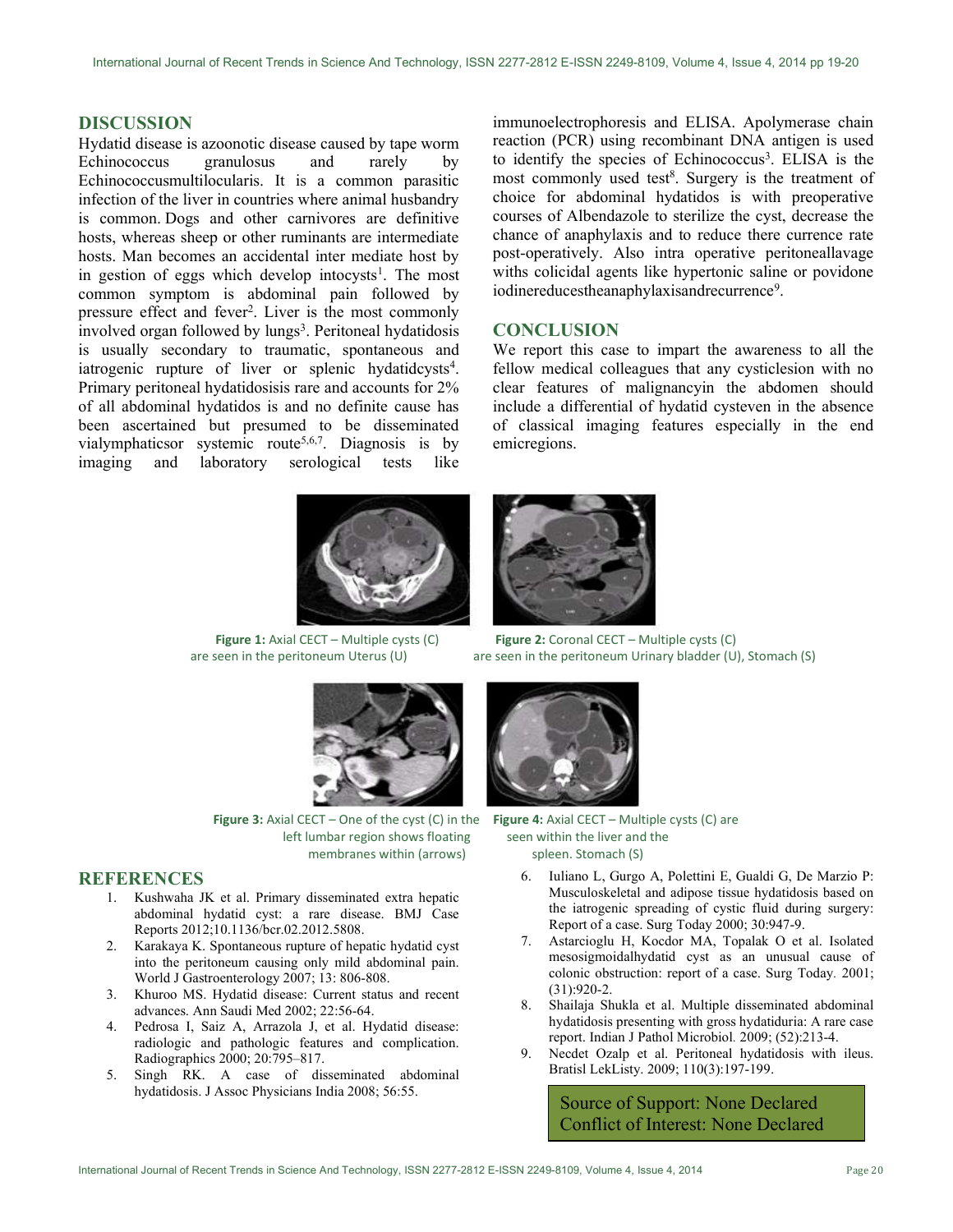## DISCUSSION

Hydatid disease is azoonotic disease caused by tape worm Echinococcus granulosus and rarely by Echinococcusmultilocularis. It is a common parasitic infection of the liver in countries where animal husbandry is common. Dogs and other carnivores are definitive hosts, whereas sheep or other ruminants are intermediate hosts. Man becomes an accidental inter mediate host by in gestion of eggs which develop intocysts[1]. The most common symptom is abdominal pain followed by pressure effect and fever[2]. Liver is the most commonly involved organ followed by lungs[3]. Peritoneal hydatidosis is usually secondary to traumatic, spontaneous and iatrogenic rupture of liver or splenic hydatidcysts[4]. Primary peritoneal hydatidosisis rare and accounts for 2% of all abdominal hydatidos is and no definite cause has been ascertained but presumed to be disseminated vialymphaticsor systemic route[5,6,7]. Diagnosis is by imaging and laboratory serological tests like immunoelectrophoresis and ELISA. Apolymerase chain reaction (PCR) using recombinant DNA antigen is used to identify the species of Echinococcus[3]. ELISA is the most commonly used test[8]. Surgery is the treatment of choice for abdominal hydatidos is with preoperative courses of Albendazole to sterilize the cyst, decrease the chance of anaphylaxis and to reduce there currence rate post-operatively. Also intra operative peritoneallavage withs colicidal agents like hypertonic saline or povidone iodinereducestheanaphylaxisandrecurrence[9].

## CONCLUSION

We report this case to impart the awareness to all the fellow medical colleagues that any cysticlesion with no clear features of malignancyin the abdomen should include a differential of hydatid cysteven in the absence of classical imaging features especially in the end emicregions.

**Figure 1:** Axial CECT – Multiple cysts (C) are seen in the peritoneum Uterus (U)

**Figure 2:** Coronal CECT – Multiple cysts (C) are seen in the peritoneum Urinary bladder (U), Stomach (S)

**Figure 3:** Axial CECT – One of the cyst (C) in the left lumbar region shows floating membranes within (arrows)

**Figure 4:** Axial CECT – Multiple cysts (C) are seen within the liver and the spleen. Stomach (S)

## REFERENCES

1. Kushwaha JK et al. Primary disseminated extra hepatic abdominal hydatid cyst: a rare disease. BMJ Case Reports 2012;10.1136/bcr.02.2012.5808.
2. Karakaya K. Spontaneous rupture of hepatic hydatid cyst into the peritoneum causing only mild abdominal pain. World J Gastroenterology 2007; 13: 806-808.
3. Khuroo MS. Hydatid disease: Current status and recent advances. Ann Saudi Med 2002; 22:56-64.
4. Pedrosa I, Saiz A, Arrazola J, et al. Hydatid disease: radiologic and pathologic features and complication. Radiographics 2000; 20:795–817.
5. Singh RK. A case of disseminated abdominal hydatidosis. J Assoc Physicians India 2008; 56:55.
6. Iuliano L, Gurgo A, Polettini E, Gualdi G, De Marzio P: Musculoskeletal and adipose tissue hydatidosis based on the iatrogenic spreading of cystic fluid during surgery: Report of a case. Surg Today 2000; 30:947-9.
7. Astarcioglu H, Kocdor MA, Topalak O et al. Isolated mesosigmoidalhydatid cyst as an unusual cause of colonic obstruction: report of a case. Surg Today. 2001; (31):920-2.
8. Shailaja Shukla et al. Multiple disseminated abdominal hydatidosis presenting with gross hydatiduria: A rare case report. Indian J Pathol Microbiol. 2009; (52):213-4.
9. Necdet Ozalp et al. Peritoneal hydatidosis with ileus. Bratisl LekListy. 2009; 110(3):197-199.

Source of Support: None Declared
Conflict of Interest: None Declared